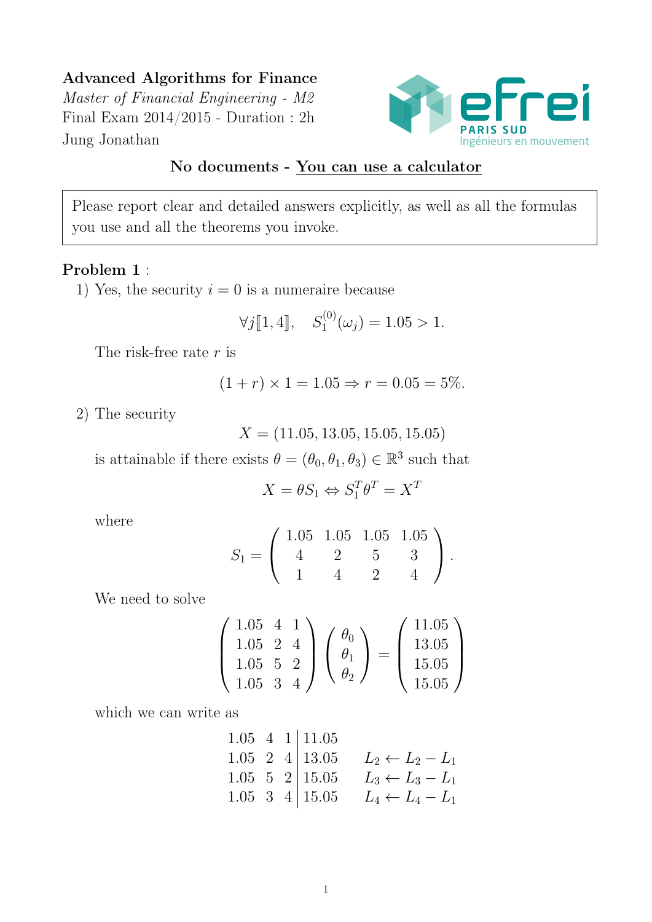**Advanced Algorithms for Finance**

*Master of Financial Engineering - M2*

Final Exam 2014/2015 - Duration : 2h

Jung Jonathan

**No documents - <u>You can use a calculator</u>**

> Please report clear and detailed answers explicitly, as well as all the formulas you use and all the theorems you invoke.

**Problem 1** :

1) Yes, the security $i = 0$ is a numeraire because

$$\forall j [\![1, 4]\!], \quad S_1^{(0)}(\omega_j) = 1.05 > 1.$$

The risk-free rate $r$ is

$$(1 + r) \times 1 = 1.05 \Rightarrow r = 0.05 = 5\%.$$

2) The security

$$X = (11.05, 13.05, 15.05, 15.05)$$

is attainable if there exists $\theta = (\theta_0, \theta_1, \theta_3) \in \mathbb{R}^3$ such that

$$X = \theta S_1 \Leftrightarrow S_1^T \theta^T = X^T$$

where

$$S_1 = \begin{pmatrix} 1.05 & 1.05 & 1.05 & 1.05 \\ 4 & 2 & 5 & 3 \\ 1 & 4 & 2 & 4 \end{pmatrix}.$$

We need to solve

$$\begin{pmatrix} 1.05 & 4 & 1 \\ 1.05 & 2 & 4 \\ 1.05 & 5 & 2 \\ 1.05 & 3 & 4 \end{pmatrix} \begin{pmatrix} \theta_0 \\ \theta_1 \\ \theta_2 \end{pmatrix} = \begin{pmatrix} 11.05 \\ 13.05 \\ 15.05 \\ 15.05 \end{pmatrix}$$

which we can write as

$$\begin{array}{ccc|c} 1.05 & 4 & 1 & 11.05 \\ 1.05 & 2 & 4 & 13.05 \\ 1.05 & 5 & 2 & 15.05 \\ 1.05 & 3 & 4 & 15.05 \end{array} \quad \begin{array}{l} \\ L_2 \leftarrow L_2 - L_1 \\ L_3 \leftarrow L_3 - L_1 \\ L_4 \leftarrow L_4 - L_1 \end{array}$$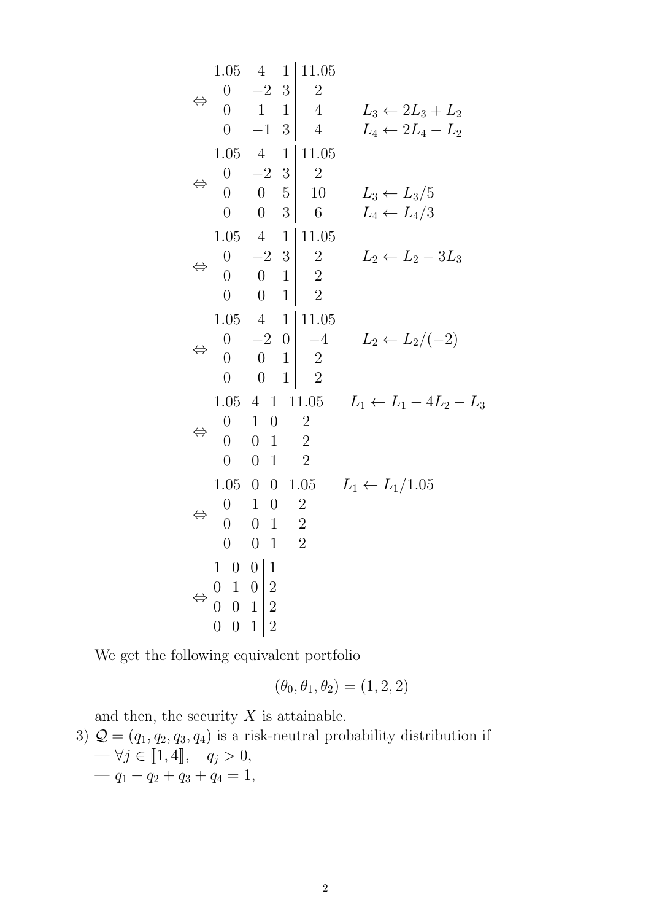$$\Leftrightarrow \left.\begin{array}{ccc} 1.05 & 4 & 1 \\ 0 & -2 & 3 \\ 0 & 1 & 1 \\ 0 & -1 & 3 \end{array}\right| \begin{array}{c} 11.05 \\ 2 \\ 4 \\ 4 \end{array} \quad \begin{array}{l} \\ \\ L_3 \leftarrow 2L_3 + L_2 \\ L_4 \leftarrow 2L_4 - L_2 \end{array}$$

$$\Leftrightarrow \left.\begin{array}{ccc} 1.05 & 4 & 1 \\ 0 & -2 & 3 \\ 0 & 0 & 5 \\ 0 & 0 & 3 \end{array}\right| \begin{array}{c} 11.05 \\ 2 \\ 10 \\ 6 \end{array} \quad \begin{array}{l} \\ \\ L_3 \leftarrow L_3/5 \\ L_4 \leftarrow L_4/3 \end{array}$$

$$\Leftrightarrow \left.\begin{array}{ccc} 1.05 & 4 & 1 \\ 0 & -2 & 3 \\ 0 & 0 & 1 \\ 0 & 0 & 1 \end{array}\right| \begin{array}{c} 11.05 \\ 2 \\ 2 \\ 2 \end{array} \quad \begin{array}{l} \\ L_2 \leftarrow L_2 - 3L_3 \\ \\ \\ \end{array}$$

$$\Leftrightarrow \left.\begin{array}{ccc} 1.05 & 4 & 1 \\ 0 & -2 & 0 \\ 0 & 0 & 1 \\ 0 & 0 & 1 \end{array}\right| \begin{array}{c} 11.05 \\ -4 \\ 2 \\ 2 \end{array} \quad \begin{array}{l} \\ L_2 \leftarrow L_2/(-2) \\ \\ \\ \end{array}$$

$$\Leftrightarrow \left.\begin{array}{ccc} 1.05 & 4 & 1 \\ 0 & 1 & 0 \\ 0 & 0 & 1 \\ 0 & 0 & 1 \end{array}\right| \begin{array}{c} 11.05 \\ 2 \\ 2 \\ 2 \end{array} \quad \begin{array}{l} L_1 \leftarrow L_1 - 4L_2 - L_3 \\ \\ \\ \\ \end{array}$$

$$\Leftrightarrow \left.\begin{array}{ccc} 1.05 & 0 & 0 \\ 0 & 1 & 0 \\ 0 & 0 & 1 \\ 0 & 0 & 1 \end{array}\right| \begin{array}{c} 1.05 \\ 2 \\ 2 \\ 2 \end{array} \quad \begin{array}{l} L_1 \leftarrow L_1/1.05 \\ \\ \\ \\ \end{array}$$

$$\Leftrightarrow \left.\begin{array}{ccc} 1 & 0 & 0 \\ 0 & 1 & 0 \\ 0 & 0 & 1 \\ 0 & 0 & 1 \end{array}\right| \begin{array}{c} 1 \\ 2 \\ 2 \\ 2 \end{array}$$

We get the following equivalent portfolio

$$(\theta_0, \theta_1, \theta_2) = (1, 2, 2)$$

and then, the security $X$ is attainable.

3) $\mathcal{Q} = (q_1, q_2, q_3, q_4)$ is a risk-neutral probability distribution if
- $\forall j \in [\![1, 4]\!], \quad q_j > 0,$
- $q_1 + q_2 + q_3 + q_4 = 1,$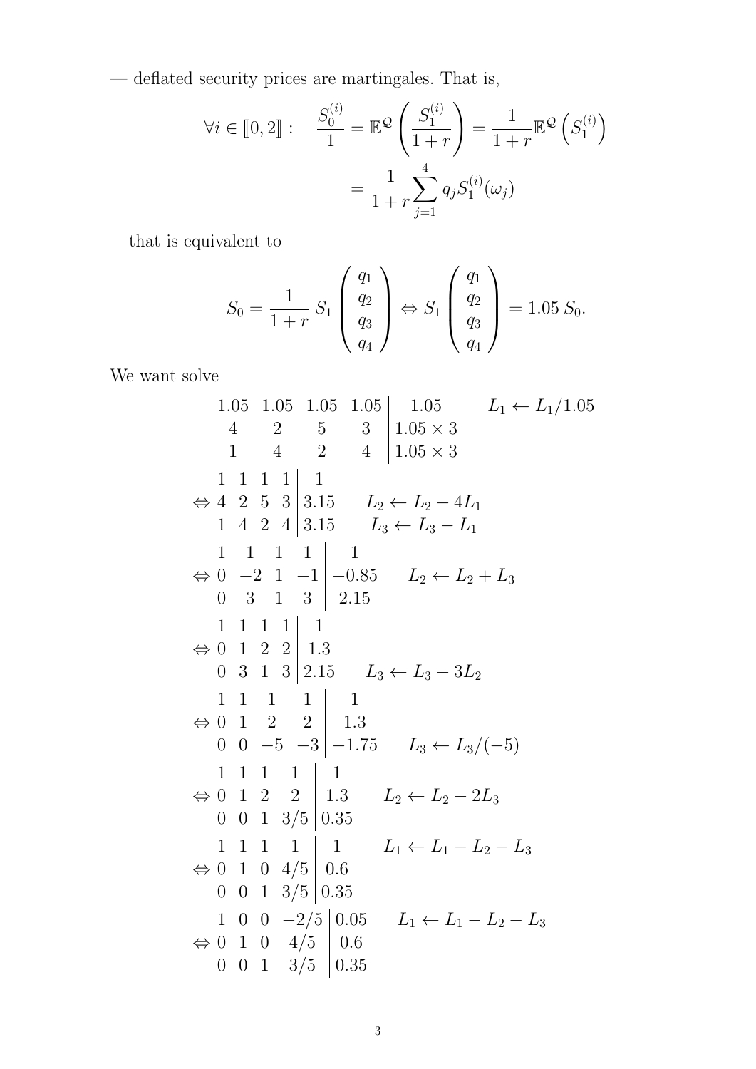— deflated security prices are martingales. That is,

$$\forall i \in [\![0, 2]\!] : \quad \frac{S_0^{(i)}}{1} = \mathbb{E}^{\mathcal{Q}}\left(\frac{S_1^{(i)}}{1+r}\right) = \frac{1}{1+r}\mathbb{E}^{\mathcal{Q}}\left(S_1^{(i)}\right)$$
$$= \frac{1}{1+r}\sum_{j=1}^{4} q_j S_1^{(i)}(\omega_j)$$

that is equivalent to

$$S_0 = \frac{1}{1+r}\, S_1 \begin{pmatrix} q_1 \\ q_2 \\ q_3 \\ q_4 \end{pmatrix} \Leftrightarrow S_1 \begin{pmatrix} q_1 \\ q_2 \\ q_3 \\ q_4 \end{pmatrix} = 1.05\, S_0.$$

We want solve

$$\left.\begin{array}{cccc} 1.05 & 1.05 & 1.05 & 1.05 \\ 4 & 2 & 5 & 3 \\ 1 & 4 & 2 & 4 \end{array}\right| \begin{array}{c} 1.05 \\ 1.05 \times 3 \\ 1.05 \times 3 \end{array} \qquad L_1 \leftarrow L_1/1.05$$

$$\Leftrightarrow \left.\begin{array}{cccc} 1 & 1 & 1 & 1 \\ 4 & 2 & 5 & 3 \\ 1 & 4 & 2 & 4 \end{array}\right| \begin{array}{c} 1 \\ 3.15 \\ 3.15 \end{array} \qquad \begin{array}{l} \\ L_2 \leftarrow L_2 - 4L_1 \\ L_3 \leftarrow L_3 - L_1 \end{array}$$

$$\Leftrightarrow \left.\begin{array}{cccc} 1 & 1 & 1 & 1 \\ 0 & -2 & 1 & -1 \\ 0 & 3 & 1 & 3 \end{array}\right| \begin{array}{c} 1 \\ -0.85 \\ 2.15 \end{array} \qquad \begin{array}{l} \\ L_2 \leftarrow L_2 + L_3 \\ \\ \end{array}$$

$$\Leftrightarrow \left.\begin{array}{cccc} 1 & 1 & 1 & 1 \\ 0 & 1 & 2 & 2 \\ 0 & 3 & 1 & 3 \end{array}\right| \begin{array}{c} 1 \\ 1.3 \\ 2.15 \end{array} \qquad \begin{array}{l} \\ \\ L_3 \leftarrow L_3 - 3L_2 \end{array}$$

$$\Leftrightarrow \left.\begin{array}{cccc} 1 & 1 & 1 & 1 \\ 0 & 1 & 2 & 2 \\ 0 & 0 & -5 & -3 \end{array}\right| \begin{array}{c} 1 \\ 1.3 \\ -1.75 \end{array} \qquad \begin{array}{l} \\ \\ L_3 \leftarrow L_3/(-5) \end{array}$$

$$\Leftrightarrow \left.\begin{array}{cccc} 1 & 1 & 1 & 1 \\ 0 & 1 & 2 & 2 \\ 0 & 0 & 1 & 3/5 \end{array}\right| \begin{array}{c} 1 \\ 1.3 \\ 0.35 \end{array} \qquad \begin{array}{l} \\ L_2 \leftarrow L_2 - 2L_3 \\ \\ \end{array}$$

$$\Leftrightarrow \left.\begin{array}{cccc} 1 & 1 & 1 & 1 \\ 0 & 1 & 0 & 4/5 \\ 0 & 0 & 1 & 3/5 \end{array}\right| \begin{array}{c} 1 \\ 0.6 \\ 0.35 \end{array} \qquad \begin{array}{l} L_1 \leftarrow L_1 - L_2 - L_3 \\ \\ \\ \end{array}$$

$$\Leftrightarrow \left.\begin{array}{cccc} 1 & 0 & 0 & -2/5 \\ 0 & 1 & 0 & 4/5 \\ 0 & 0 & 1 & 3/5 \end{array}\right| \begin{array}{c} 0.05 \\ 0.6 \\ 0.35 \end{array} \qquad \begin{array}{l} L_1 \leftarrow L_1 - L_2 - L_3 \\ \\ \\ \end{array}$$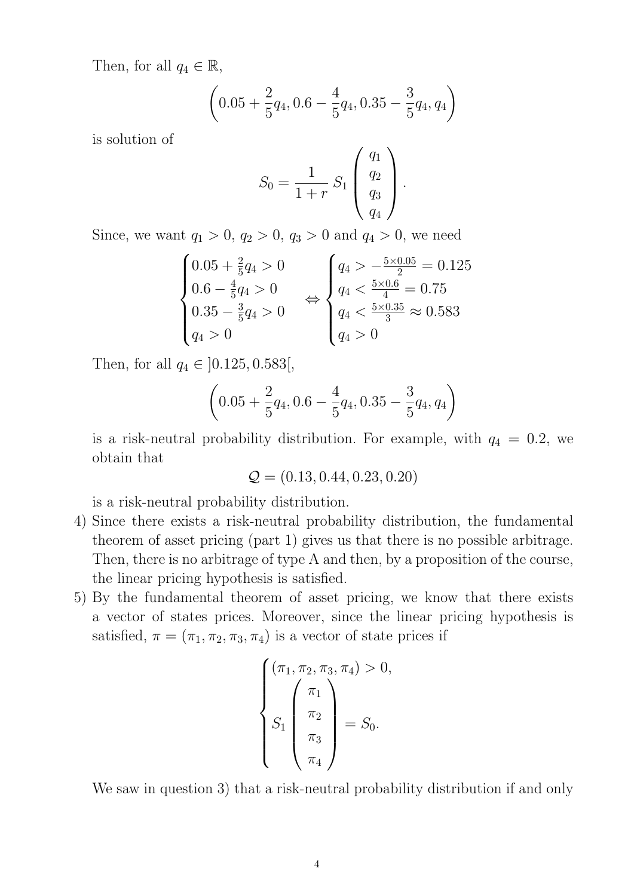Then, for all $q_4 \in \mathbb{R}$,

$$\left(0.05 + \frac{2}{5}q_4, 0.6 - \frac{4}{5}q_4, 0.35 - \frac{3}{5}q_4, q_4\right)$$

is solution of

$$S_0 = \frac{1}{1+r}\, S_1 \begin{pmatrix} q_1 \\ q_2 \\ q_3 \\ q_4 \end{pmatrix}.$$

Since, we want $q_1 > 0$, $q_2 > 0$, $q_3 > 0$ and $q_4 > 0$, we need

$$\begin{cases} 0.05 + \frac{2}{5}q_4 > 0 \\ 0.6 - \frac{4}{5}q_4 > 0 \\ 0.35 - \frac{3}{5}q_4 > 0 \\ q_4 > 0 \end{cases} \Leftrightarrow \begin{cases} q_4 > -\frac{5\times 0.05}{2} = 0.125 \\ q_4 < \frac{5\times 0.6}{4} = 0.75 \\ q_4 < \frac{5\times 0.35}{3} \approx 0.583 \\ q_4 > 0 \end{cases}$$

Then, for all $q_4 \in \,]0.125, 0.583[$,

$$\left(0.05 + \frac{2}{5}q_4, 0.6 - \frac{4}{5}q_4, 0.35 - \frac{3}{5}q_4, q_4\right)$$

is a risk-neutral probability distribution. For example, with $q_4 = 0.2$, we obtain that

$$\mathcal{Q} = (0.13, 0.44, 0.23, 0.20)$$

is a risk-neutral probability distribution.

4) Since there exists a risk-neutral probability distribution, the fundamental theorem of asset pricing (part 1) gives us that there is no possible arbitrage. Then, there is no arbitrage of type A and then, by a proposition of the course, the linear pricing hypothesis is satisfied.

5) By the fundamental theorem of asset pricing, we know that there exists a vector of states prices. Moreover, since the linear pricing hypothesis is satisfied, $\pi = (\pi_1, \pi_2, \pi_3, \pi_4)$ is a vector of state prices if

$$\begin{cases} (\pi_1, \pi_2, \pi_3, \pi_4) > 0, \\ S_1 \begin{pmatrix} \pi_1 \\ \pi_2 \\ \pi_3 \\ \pi_4 \end{pmatrix} = S_0. \end{cases}$$

We saw in question 3) that a risk-neutral probability distribution if and only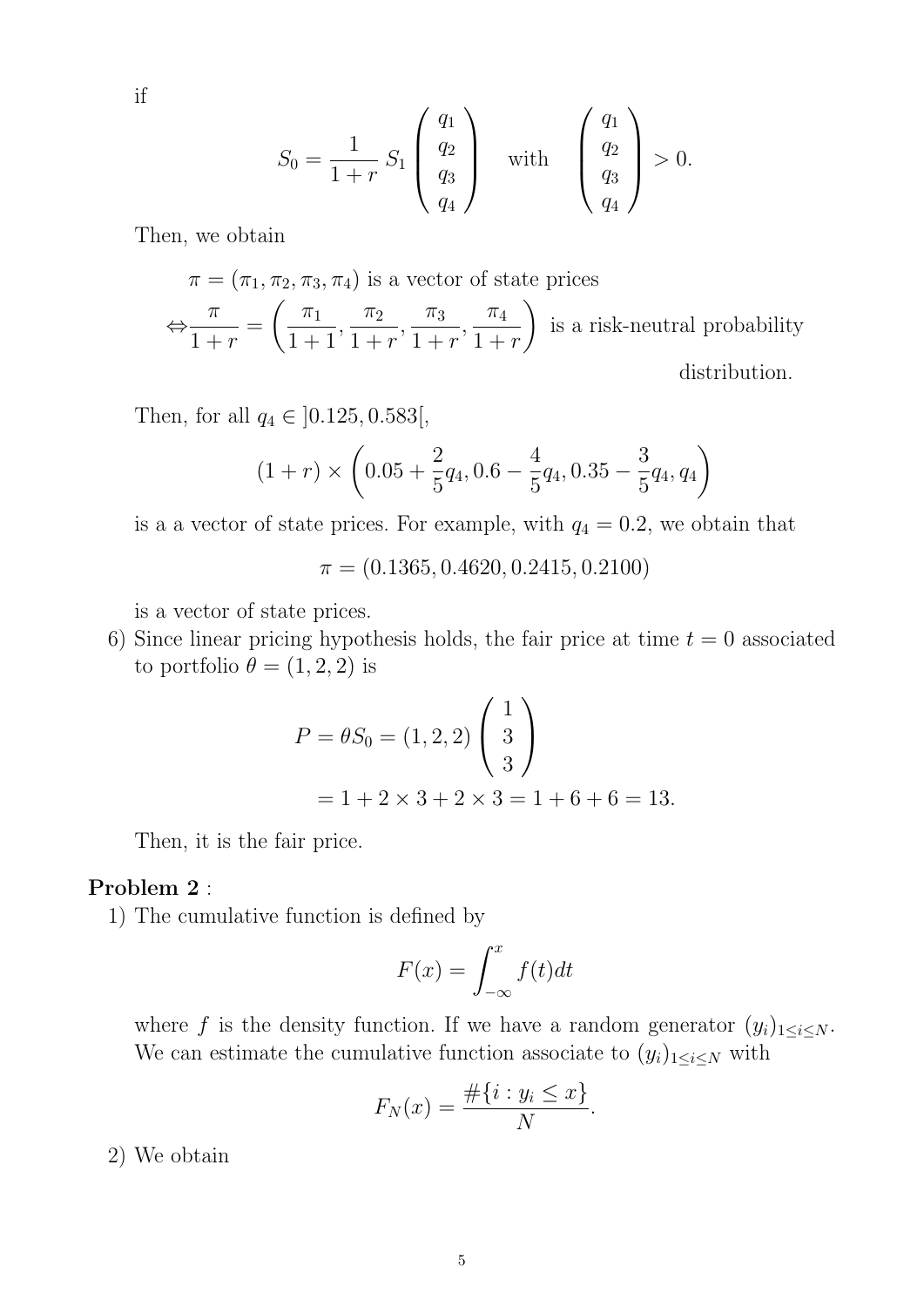if

$$S_0 = \frac{1}{1+r}\, S_1 \begin{pmatrix} q_1 \\ q_2 \\ q_3 \\ q_4 \end{pmatrix} \quad \text{with} \quad \begin{pmatrix} q_1 \\ q_2 \\ q_3 \\ q_4 \end{pmatrix} > 0.$$

Then, we obtain

$$\begin{aligned} &\pi = (\pi_1, \pi_2, \pi_3, \pi_4) \text{ is a vector of state prices} \\ \Leftrightarrow &\frac{\pi}{1+r} = \left( \frac{\pi_1}{1+1}, \frac{\pi_2}{1+r}, \frac{\pi_3}{1+r}, \frac{\pi_4}{1+r} \right) \text{ is a risk-neutral probability} \\ &\hfill \text{distribution.} \end{aligned}$$

Then, for all $q_4 \in ]0.125, 0.583[$,

$$(1+r) \times \left( 0.05 + \frac{2}{5} q_4, 0.6 - \frac{4}{5} q_4, 0.35 - \frac{3}{5} q_4, q_4 \right)$$

is a a vector of state prices. For example, with $q_4 = 0.2$, we obtain that

$$\pi = (0.1365, 0.4620, 0.2415, 0.2100)$$

is a vector of state prices.

6) Since linear pricing hypothesis holds, the fair price at time $t = 0$ associated to portfolio $\theta = (1, 2, 2)$ is

$$\begin{aligned} P = \theta S_0 &= (1, 2, 2) \begin{pmatrix} 1 \\ 3 \\ 3 \end{pmatrix} \\ &= 1 + 2 \times 3 + 2 \times 3 = 1 + 6 + 6 = 13. \end{aligned}$$

Then, it is the fair price.

**Problem 2** :

1) The cumulative function is defined by

$$F(x) = \int_{-\infty}^{x} f(t) dt$$

where $f$ is the density function. If we have a random generator $(y_i)_{1 \le i \le N}$. We can estimate the cumulative function associate to $(y_i)_{1 \le i \le N}$ with

$$F_N(x) = \frac{\#\{i : y_i \le x\}}{N}.$$

2) We obtain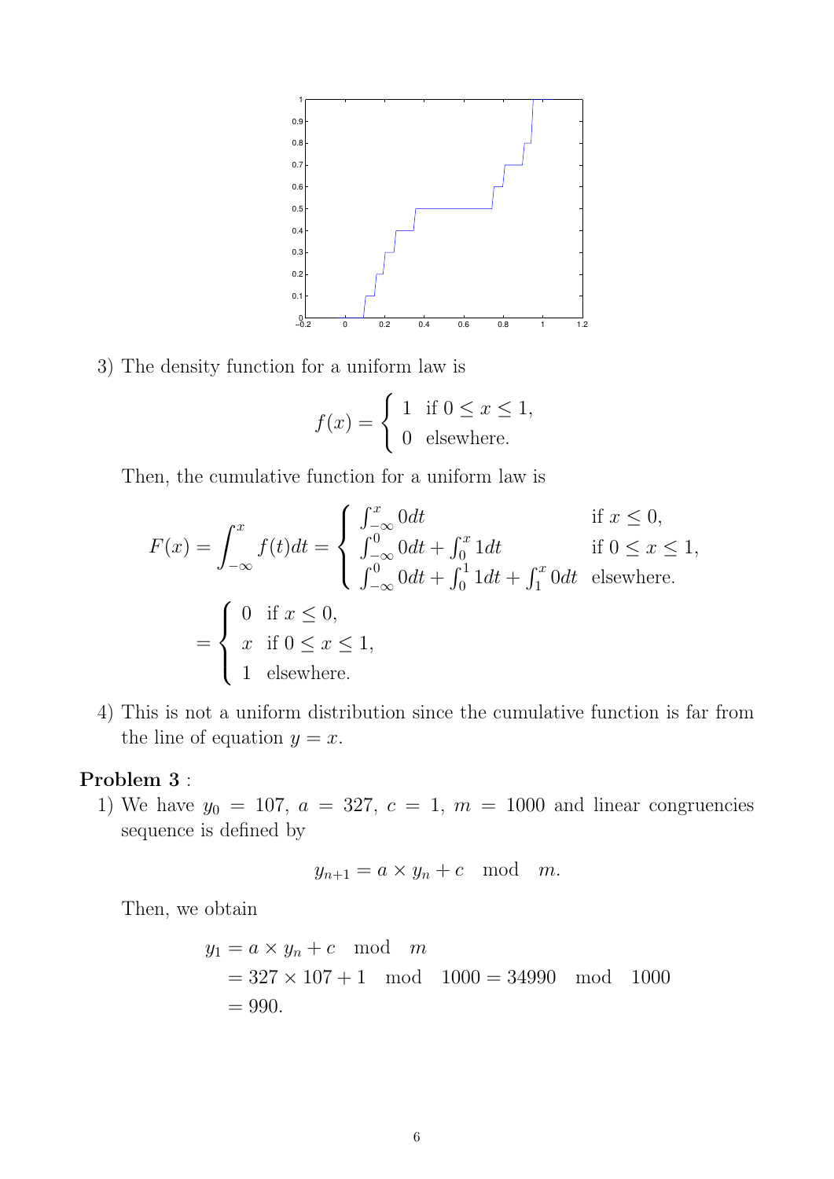3) The density function for a uniform law is

$$f(x) = \begin{cases} 1 & \text{if } 0 \leq x \leq 1, \\ 0 & \text{elsewhere.} \end{cases}$$

Then, the cumulative function for a uniform law is

$$F(x) = \int_{-\infty}^{x} f(t)dt = \begin{cases} \int_{-\infty}^{x} 0dt & \text{if } x \leq 0, \\ \int_{-\infty}^{0} 0dt + \int_{0}^{x} 1dt & \text{if } 0 \leq x \leq 1, \\ \int_{-\infty}^{0} 0dt + \int_{0}^{1} 1dt + \int_{1}^{x} 0dt & \text{elsewhere.} \end{cases}$$

$$= \begin{cases} 0 & \text{if } x \leq 0, \\ x & \text{if } 0 \leq x \leq 1, \\ 1 & \text{elsewhere.} \end{cases}$$

4) This is not a uniform distribution since the cumulative function is far from the line of equation $y = x$.

**Problem 3** :

1) We have $y_0 = 107$, $a = 327$, $c = 1$, $m = 1000$ and linear congruencies sequence is defined by

$$y_{n+1} = a \times y_n + c \mod m.$$

Then, we obtain

$$\begin{aligned} y_1 &= a \times y_n + c \mod m \\ &= 327 \times 107 + 1 \mod 1000 = 34990 \mod 1000 \\ &= 990. \end{aligned}$$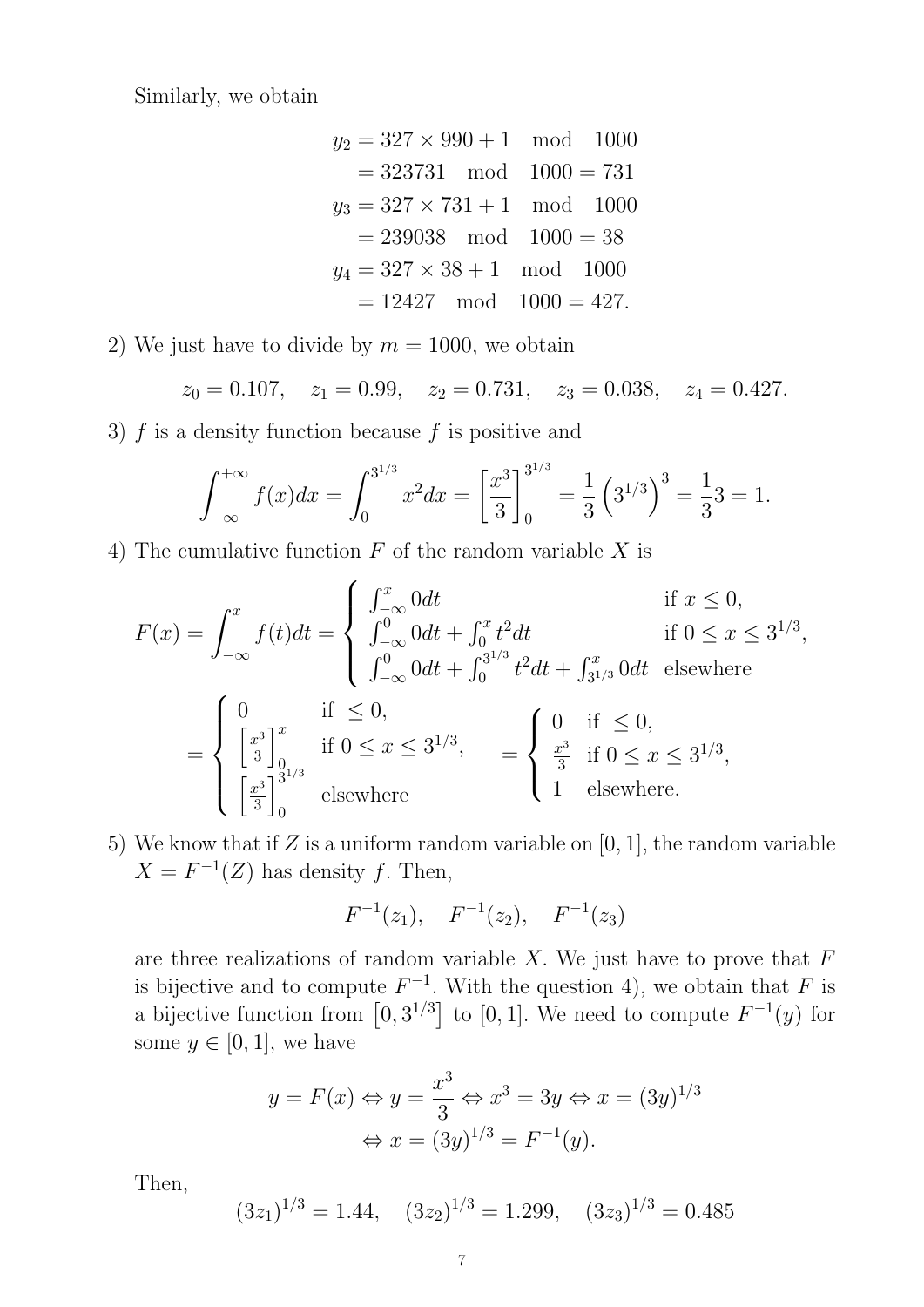Similarly, we obtain

$$
\begin{aligned}
y_2 &= 327 \times 990 + 1 \mod 1000 \\
&= 323731 \mod 1000 = 731 \\
y_3 &= 327 \times 731 + 1 \mod 1000 \\
&= 239038 \mod 1000 = 38 \\
y_4 &= 327 \times 38 + 1 \mod 1000 \\
&= 12427 \mod 1000 = 427.
\end{aligned}
$$

2) We just have to divide by $m = 1000$, we obtain

$$z_0 = 0.107, \quad z_1 = 0.99, \quad z_2 = 0.731, \quad z_3 = 0.038, \quad z_4 = 0.427.$$

3) $f$ is a density function because $f$ is positive and

$$\int_{-\infty}^{+\infty} f(x)dx = \int_0^{3^{1/3}} x^2 dx = \left[\frac{x^3}{3}\right]_0^{3^{1/3}} = \frac{1}{3}\left(3^{1/3}\right)^3 = \frac{1}{3}3 = 1.$$

4) The cumulative function $F$ of the random variable $X$ is

$$
F(x) = \int_{-\infty}^{x} f(t)dt = \begin{cases} \int_{-\infty}^{x} 0dt & \text{if } x \leq 0, \\ \int_{-\infty}^{0} 0dt + \int_0^x t^2 dt & \text{if } 0 \leq x \leq 3^{1/3}, \\ \int_{-\infty}^{0} 0dt + \int_0^{3^{1/3}} t^2 dt + \int_{3^{1/3}}^{x} 0dt & \text{elsewhere} \end{cases}
$$

$$
= \begin{cases} 0 & \text{if } \leq 0, \\ \left[\frac{x^3}{3}\right]_0^x & \text{if } 0 \leq x \leq 3^{1/3}, \\ \left[\frac{x^3}{3}\right]_0^{3^{1/3}} & \text{elsewhere} \end{cases} = \begin{cases} 0 & \text{if } \leq 0, \\ \frac{x^3}{3} & \text{if } 0 \leq x \leq 3^{1/3}, \\ 1 & \text{elsewhere.} \end{cases}
$$

5) We know that if $Z$ is a uniform random variable on $[0, 1]$, the random variable $X = F^{-1}(Z)$ has density $f$. Then,

$$F^{-1}(z_1), \quad F^{-1}(z_2), \quad F^{-1}(z_3)$$

are three realizations of random variable $X$. We just have to prove that $F$ is bijective and to compute $F^{-1}$. With the question 4), we obtain that $F$ is a bijective function from $\left[0, 3^{1/3}\right]$ to $[0, 1]$. We need to compute $F^{-1}(y)$ for some $y \in [0, 1]$, we have

$$
\begin{aligned}
y = F(x) &\Leftrightarrow y = \frac{x^3}{3} \Leftrightarrow x^3 = 3y \Leftrightarrow x = (3y)^{1/3} \\
&\Leftrightarrow x = (3y)^{1/3} = F^{-1}(y).
\end{aligned}
$$

Then,

$$(3z_1)^{1/3} = 1.44, \quad (3z_2)^{1/3} = 1.299, \quad (3z_3)^{1/3} = 0.485$$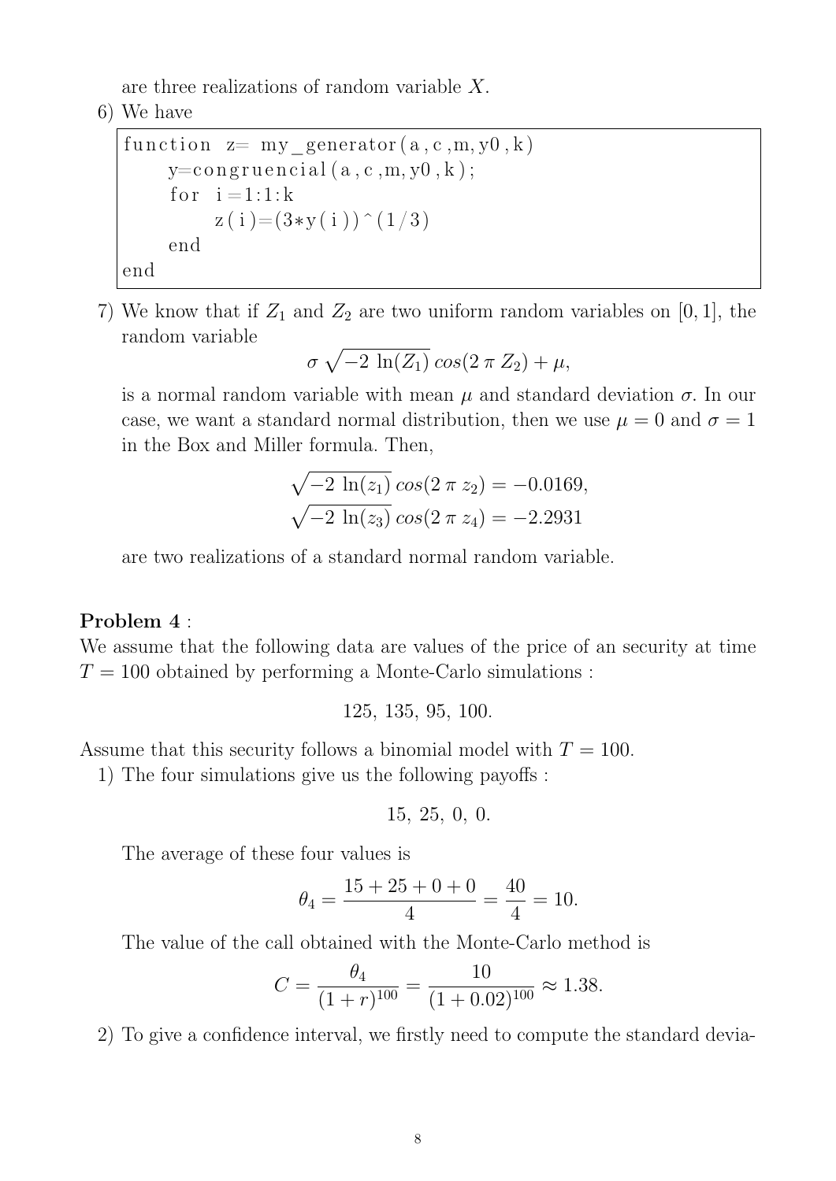are three realizations of random variable $X$.

6) We have

```
function z= my_generator(a,c,m,y0,k)
    y=congruencial(a,c,m,y0,k);
    for i=1:1:k
        z(i)=(3*y(i))^(1/3)
    end
end
```

7) We know that if $Z_1$ and $Z_2$ are two uniform random variables on $[0, 1]$, the random variable

$$\sigma \sqrt{-2 \ln(Z_1)} \, cos(2 \, \pi \, Z_2) + \mu,$$

is a normal random variable with mean $\mu$ and standard deviation $\sigma$. In our case, we want a standard normal distribution, then we use $\mu = 0$ and $\sigma = 1$ in the Box and Miller formula. Then,

$$\sqrt{-2 \ln(z_1)} \, cos(2 \, \pi \, z_2) = -0.0169,$$
$$\sqrt{-2 \ln(z_3)} \, cos(2 \, \pi \, z_4) = -2.2931$$

are two realizations of a standard normal random variable.

**Problem 4** :

We assume that the following data are values of the price of an security at time $T = 100$ obtained by performing a Monte-Carlo simulations :

$$125, \ 135, \ 95, \ 100.$$

Assume that this security follows a binomial model with $T = 100$.

1) The four simulations give us the following payoffs :

$$15, \ 25, \ 0, \ 0.$$

The average of these four values is

$$\theta_4 = \frac{15 + 25 + 0 + 0}{4} = \frac{40}{4} = 10.$$

The value of the call obtained with the Monte-Carlo method is

$$C = \frac{\theta_4}{(1 + r)^{100}} = \frac{10}{(1 + 0.02)^{100}} \approx 1.38.$$

2) To give a confidence interval, we firstly need to compute the standard devia-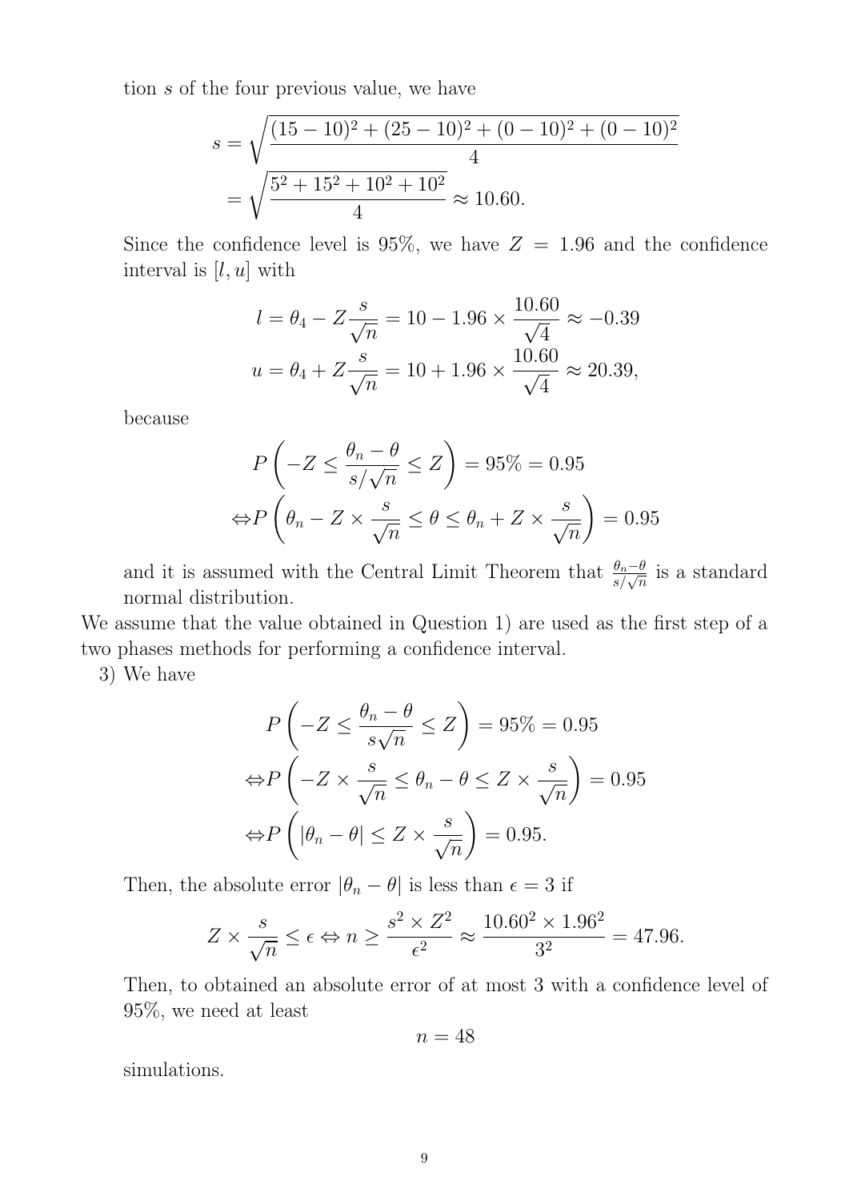tion $s$ of the four previous value, we have

$$s = \sqrt{\frac{(15-10)^2 + (25-10)^2 + (0-10)^2 + (0-10)^2}{4}}$$
$$= \sqrt{\frac{5^2 + 15^2 + 10^2 + 10^2}{4}} \approx 10.60.$$

Since the confidence level is 95%, we have $Z = 1.96$ and the confidence interval is $[l, u]$ with

$$l = \theta_4 - Z\frac{s}{\sqrt{n}} = 10 - 1.96 \times \frac{10.60}{\sqrt{4}} \approx -0.39$$
$$u = \theta_4 + Z\frac{s}{\sqrt{n}} = 10 + 1.96 \times \frac{10.60}{\sqrt{4}} \approx 20.39,$$

because

$$P\left(-Z \leq \frac{\theta_n - \theta}{s/\sqrt{n}} \leq Z\right) = 95\% = 0.95$$
$$\Leftrightarrow P\left(\theta_n - Z \times \frac{s}{\sqrt{n}} \leq \theta \leq \theta_n + Z \times \frac{s}{\sqrt{n}}\right) = 0.95$$

and it is assumed with the Central Limit Theorem that $\frac{\theta_n - \theta}{s/\sqrt{n}}$ is a standard normal distribution.

We assume that the value obtained in Question 1) are used as the first step of a two phases methods for performing a confidence interval.

3) We have

$$P\left(-Z \leq \frac{\theta_n - \theta}{s\sqrt{n}} \leq Z\right) = 95\% = 0.95$$
$$\Leftrightarrow P\left(-Z \times \frac{s}{\sqrt{n}} \leq \theta_n - \theta \leq Z \times \frac{s}{\sqrt{n}}\right) = 0.95$$
$$\Leftrightarrow P\left(|\theta_n - \theta| \leq Z \times \frac{s}{\sqrt{n}}\right) = 0.95.$$

Then, the absolute error $|\theta_n - \theta|$ is less than $\epsilon = 3$ if

$$Z \times \frac{s}{\sqrt{n}} \leq \epsilon \Leftrightarrow n \geq \frac{s^2 \times Z^2}{\epsilon^2} \approx \frac{10.60^2 \times 1.96^2}{3^2} = 47.96.$$

Then, to obtained an absolute error of at most 3 with a confidence level of 95%, we need at least

$$n = 48$$

simulations.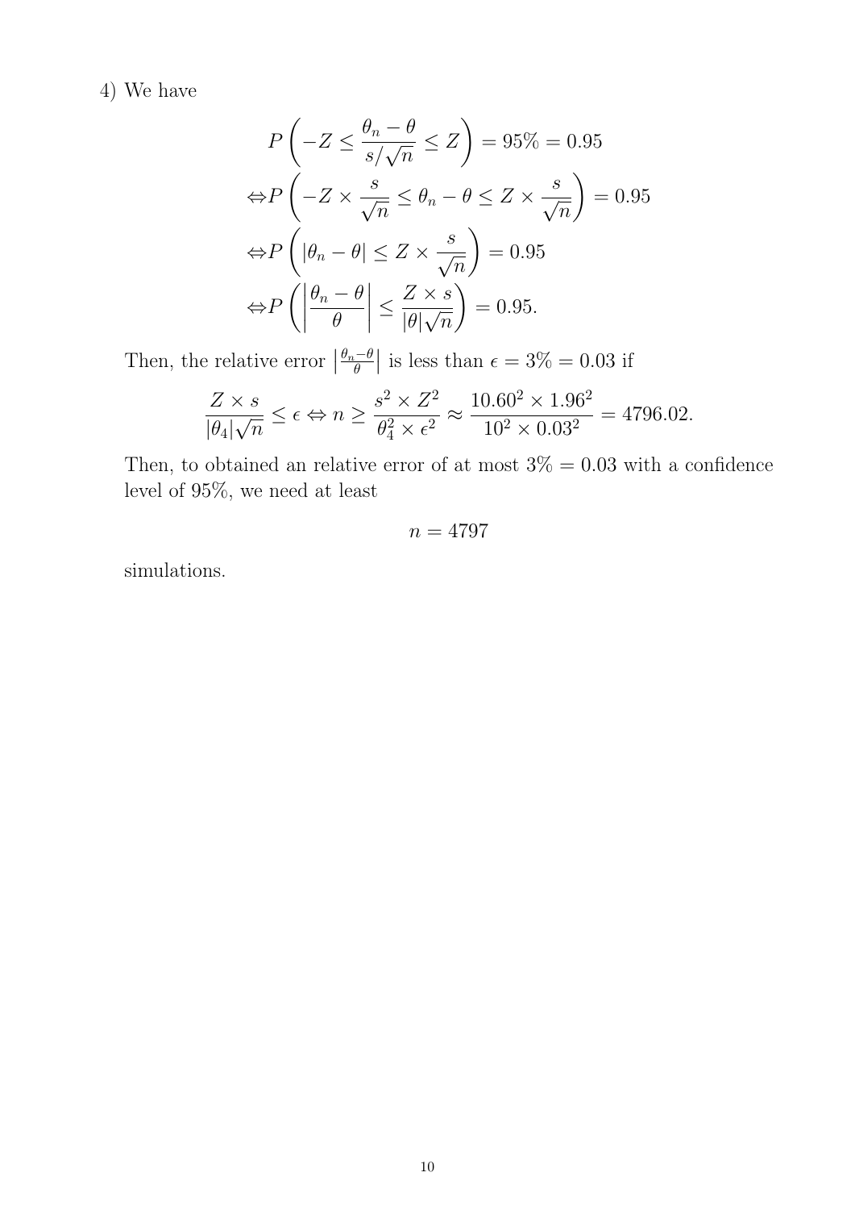4) We have

$$
\begin{aligned}
&P\left(-Z \leq \frac{\theta_n - \theta}{s/\sqrt{n}} \leq Z\right) = 95\% = 0.95 \\
\Leftrightarrow &P\left(-Z \times \frac{s}{\sqrt{n}} \leq \theta_n - \theta \leq Z \times \frac{s}{\sqrt{n}}\right) = 0.95 \\
\Leftrightarrow &P\left(|\theta_n - \theta| \leq Z \times \frac{s}{\sqrt{n}}\right) = 0.95 \\
\Leftrightarrow &P\left(\left|\frac{\theta_n - \theta}{\theta}\right| \leq \frac{Z \times s}{|\theta|\sqrt{n}}\right) = 0.95.
\end{aligned}
$$

Then, the relative error $\left|\frac{\theta_n - \theta}{\theta}\right|$ is less than $\epsilon = 3\% = 0.03$ if

$$
\frac{Z \times s}{|\theta_4|\sqrt{n}} \leq \epsilon \Leftrightarrow n \geq \frac{s^2 \times Z^2}{\theta_4^2 \times \epsilon^2} \approx \frac{10.60^2 \times 1.96^2}{10^2 \times 0.03^2} = 4796.02.
$$

Then, to obtained an relative error of at most $3\% = 0.03$ with a confidence level of 95%, we need at least

$$
n = 4797
$$

simulations.